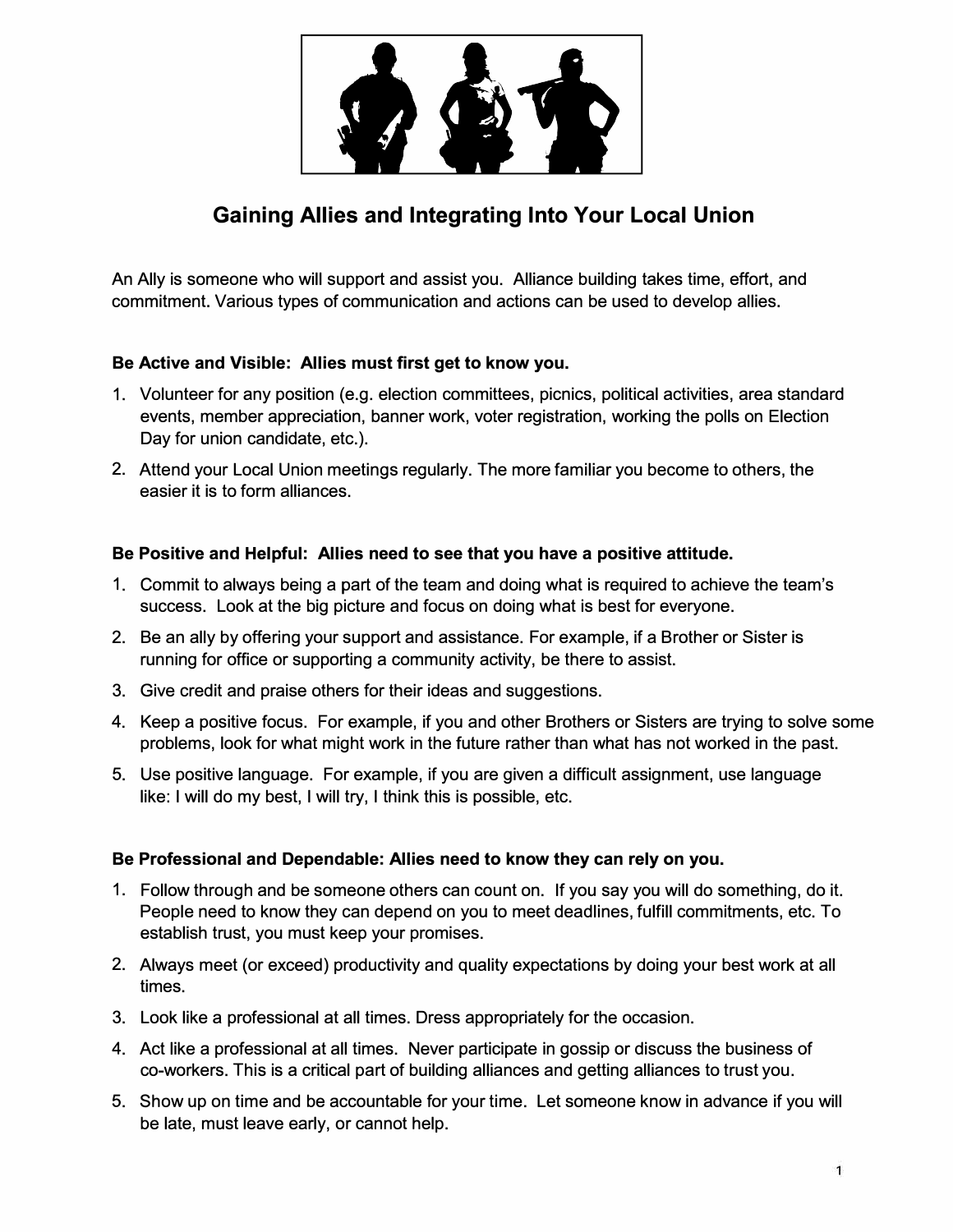# Gaining Allies and Integrating Into Your Local Union

An Ally is someone who will support and assist you. Alliance building takes time, effort, and commitment. Various types of communication and actions can be used to develop allies.

**Be Active and Visible: Allies must first get to know you.**

1. Volunteer for any position (e.g. election committees, picnics, political activities, area standard events, member appreciation, banner work, voter registration, working the polls on Election Day for union candidate, etc.).
2. Attend your Local Union meetings regularly. The more familiar you become to others, the easier it is to form alliances.

**Be Positive and Helpful: Allies need to see that you have a positive attitude.**

1. Commit to always being a part of the team and doing what is required to achieve the team's success. Look at the big picture and focus on doing what is best for everyone.
2. Be an ally by offering your support and assistance. For example, if a Brother or Sister is running for office or supporting a community activity, be there to assist.
3. Give credit and praise others for their ideas and suggestions.
4. Keep a positive focus. For example, if you and other Brothers or Sisters are trying to solve some problems, look for what might work in the future rather than what has not worked in the past.
5. Use positive language. For example, if you are given a difficult assignment, use language like: I will do my best, I will try, I think this is possible, etc.

**Be Professional and Dependable: Allies need to know they can rely on you.**

1. Follow through and be someone others can count on. If you say you will do something, do it. People need to know they can depend on you to meet deadlines, fulfill commitments, etc. To establish trust, you must keep your promises.
2. Always meet (or exceed) productivity and quality expectations by doing your best work at all times.
3. Look like a professional at all times. Dress appropriately for the occasion.
4. Act like a professional at all times. Never participate in gossip or discuss the business of co-workers. This is a critical part of building alliances and getting alliances to trust you.
5. Show up on time and be accountable for your time. Let someone know in advance if you will be late, must leave early, or cannot help.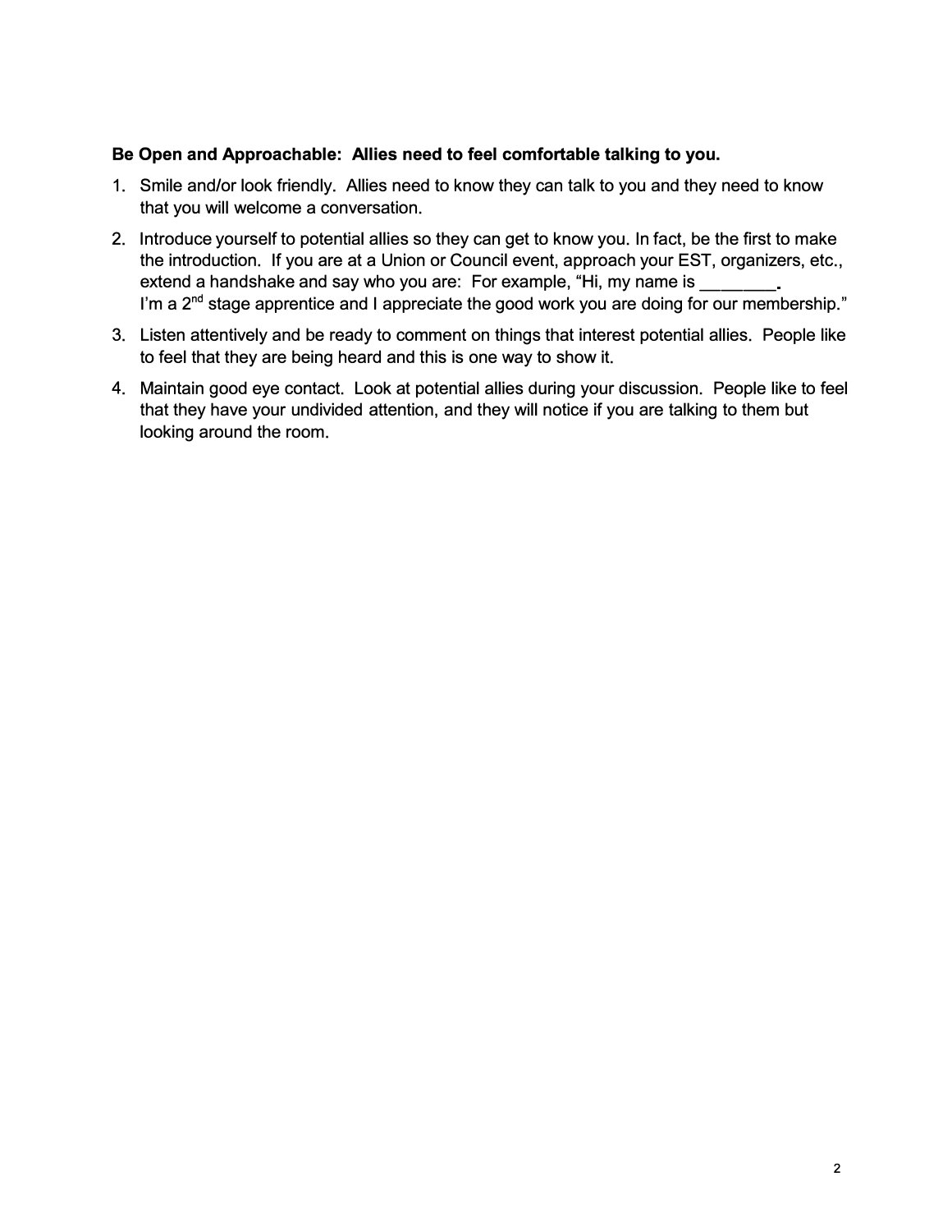**Be Open and Approachable: Allies need to feel comfortable talking to you.**

1. Smile and/or look friendly. Allies need to know they can talk to you and they need to know that you will welcome a conversation.
2. Introduce yourself to potential allies so they can get to know you. In fact, be the first to make the introduction. If you are at a Union or Council event, approach your EST, organizers, etc., extend a handshake and say who you are: For example, "Hi, my name is ________. I'm a 2nd stage apprentice and I appreciate the good work you are doing for our membership."
3. Listen attentively and be ready to comment on things that interest potential allies. People like to feel that they are being heard and this is one way to show it.
4. Maintain good eye contact. Look at potential allies during your discussion. People like to feel that they have your undivided attention, and they will notice if you are talking to them but looking around the room.